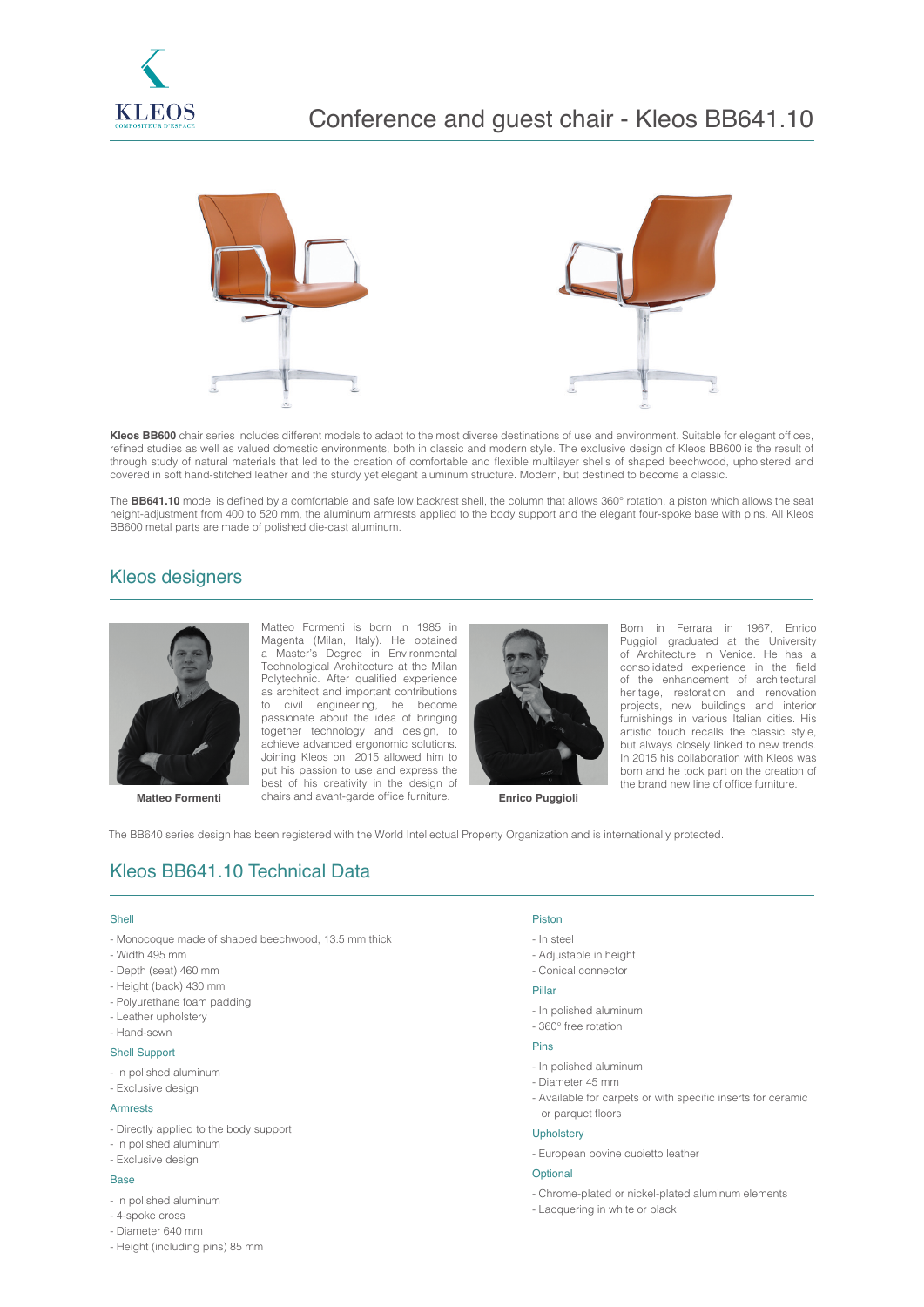# Conference and guest chair - Kleos BB641.10

**Kleos BB600** chair series includes different models to adapt to the most diverse destinations of use and environment. Suitable for elegant offices, refined studies as well as valued domestic environments, both in classic and modern style. The exclusive design of Kleos BB600 is the result of through study of natural materials that led to the creation of comfortable and flexible multilayer shells of shaped beechwood, upholstered and covered in soft hand-stitched leather and the sturdy yet elegant aluminum structure. Modern, but destined to become a classic.

The **BB641.10** model is defined by a comfortable and safe low backrest shell, the column that allows 360° rotation, a piston which allows the seat height-adjustment from 400 to 520 mm, the aluminum armrests applied to the body support and the elegant four-spoke base with pins. All Kleos BB600 metal parts are made of polished die-cast aluminum.

## Kleos designers

**Matteo Formenti**

Matteo Formenti is born in 1985 in Magenta (Milan, Italy). He obtained a Master's Degree in Environmental Technological Architecture at the Milan Polytechnic. After qualified experience as architect and important contributions to civil engineering, he become passionate about the idea of bringing together technology and design, to achieve advanced ergonomic solutions. Joining Kleos on 2015 allowed him to put his passion to use and express the best of his creativity in the design of chairs and avant-garde office furniture.

**Enrico Puggioli**

Born in Ferrara in 1967, Enrico Puggioli graduated at the University of Architecture in Venice. He has a consolidated experience in the field of the enhancement of architectural heritage, restoration and renovation projects, new buildings and interior furnishings in various Italian cities. His artistic touch recalls the classic style, but always closely linked to new trends. In 2015 his collaboration with Kleos was born and he took part on the creation of the brand new line of office furniture.

The BB640 series design has been registered with the World Intellectual Property Organization and is internationally protected.

## Kleos BB641.10 Technical Data

### Shell

- Monocoque made of shaped beechwood, 13.5 mm thick
- Width 495 mm
- Depth (seat) 460 mm
- Height (back) 430 mm
- Polyurethane foam padding
- Leather upholstery
- Hand-sewn

### Shell Support

- In polished aluminum
- Exclusive design

### Armrests

- Directly applied to the body support
- In polished aluminum
- Exclusive design

### Base

- In polished aluminum
- 4-spoke cross
- Diameter 640 mm
- Height (including pins) 85 mm

### Piston

- In steel
- Adjustable in height
- Conical connector

### Pillar

- In polished aluminum
- 360° free rotation

### Pins

- In polished aluminum
- Diameter 45 mm
- Available for carpets or with specific inserts for ceramic or parquet floors

### Upholstery

- European bovine cuoietto leather

### Optional

- Chrome-plated or nickel-plated aluminum elements
- Lacquering in white or black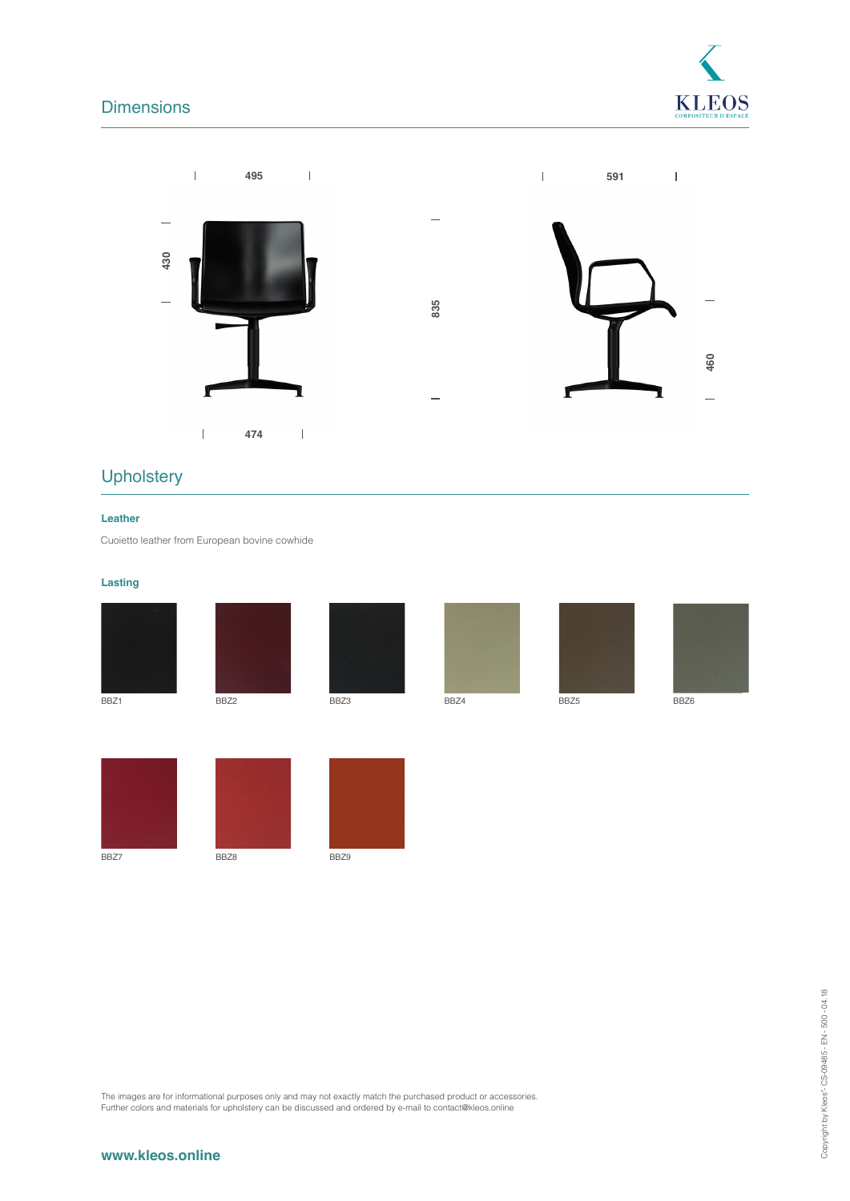## Dimensions

495

430

474

835

591

460

## Upholstery

### Leather

Cuoietto leather from European bovine cowhide

### Lasting

BBZ1

BBZ2

BBZ3

BBZ4

BBZ5

BBZ6

BBZ7

BBZ8

BBZ9

The images are for informational purposes only and may not exactly match the purchased product or accessories.
Further colors and materials for upholstery can be discussed and ordered by e-mail to contact@kleos.online

**www.kleos.online**

Copyright by Kleos®- CS-09485 - EN - 500 - 04.18